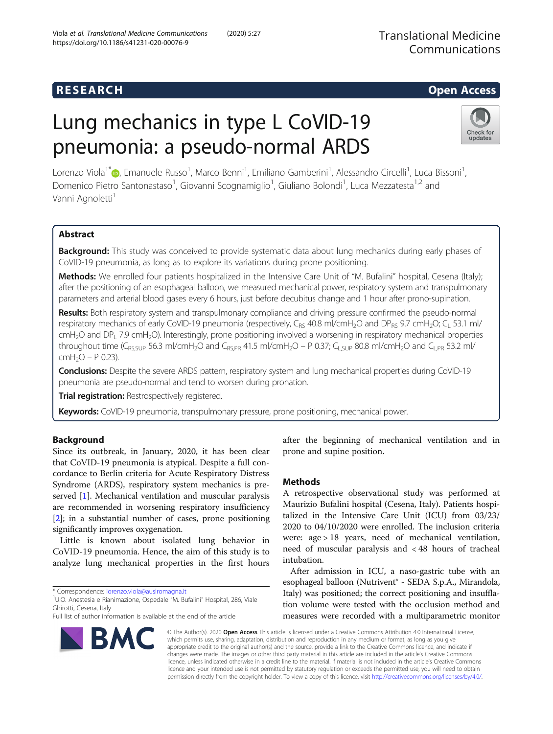RESEARCH Open Access

# Lung mechanics in type L CoVID-19 pneumonia: a pseudo-normal ARDS

Lorenzo Viola[1*], Emanuele Russo[1], Marco Benni[1], Emiliano Gamberini[1], Alessandro Circelli[1], Luca Bissoni[1], Domenico Pietro Santonastaso[1], Giovanni Scognamiglio[1], Giuliano Bolondi[1], Luca Mezzatesta[1,2] and Vanni Agnoletti[1]

## Abstract

**Background:** This study was conceived to provide systematic data about lung mechanics during early phases of CoVID-19 pneumonia, as long as to explore its variations during prone positioning.

**Methods:** We enrolled four patients hospitalized in the Intensive Care Unit of "M. Bufalini" hospital, Cesena (Italy); after the positioning of an esophageal balloon, we measured mechanical power, respiratory system and transpulmonary parameters and arterial blood gases every 6 hours, just before decubitus change and 1 hour after prono-supination.

**Results:** Both respiratory system and transpulmonary compliance and driving pressure confirmed the pseudo-normal respiratory mechanics of early CoVID-19 pneumonia (respectively, $C_{RS}$ 40.8 ml/cm$H_2O$ and $DP_{RS}$ 9.7 cm$H_2O$; $C_L$ 53.1 ml/cm$H_2O$ and $DP_L$ 7.9 cm$H_2O$). Interestingly, prone positioning involved a worsening in respiratory mechanical properties throughout time ($C_{RS,SUP}$ 56.3 ml/cm$H_2O$ and $C_{RS,PR}$ 41.5 ml/cm$H_2O$ – P 0.37; $C_{L,SUP}$ 80.8 ml/cm$H_2O$ and $C_{L,PR}$ 53.2 ml/cm$H_2O$ – P 0.23).

**Conclusions:** Despite the severe ARDS pattern, respiratory system and lung mechanical properties during CoVID-19 pneumonia are pseudo-normal and tend to worsen during pronation.

**Trial registration:** Restrospectively registered.

**Keywords:** CoVID-19 pneumonia, transpulmonary pressure, prone positioning, mechanical power.

## Background

Since its outbreak, in January, 2020, it has been clear that CoVID-19 pneumonia is atypical. Despite a full concordance to Berlin criteria for Acute Respiratory Distress Syndrome (ARDS), respiratory system mechanics is preserved [1]. Mechanical ventilation and muscular paralysis are recommended in worsening respiratory insufficiency [2]; in a substantial number of cases, prone positioning significantly improves oxygenation.

Little is known about isolated lung behavior in CoVID-19 pneumonia. Hence, the aim of this study is to analyze lung mechanical properties in the first hours after the beginning of mechanical ventilation and in prone and supine position.

## Methods

A retrospective observational study was performed at Maurizio Bufalini hospital (Cesena, Italy). Patients hospitalized in the Intensive Care Unit (ICU) from 03/23/2020 to 04/10/2020 were enrolled. The inclusion criteria were: age > 18 years, need of mechanical ventilation, need of muscular paralysis and < 48 hours of tracheal intubation.

After admission in ICU, a naso-gastric tube with an esophageal balloon (Nutrivent® - SEDA S.p.A., Mirandola, Italy) was positioned; the correct positioning and insufflation volume were tested with the occlusion method and measures were recorded with a multiparametric monitor

* Correspondence: lorenzo.viola@auslromagna.it
[1]U.O. Anestesia e Rianimazione, Ospedale "M. Bufalini" Hospital, 286, Viale Ghirotti, Cesena, Italy
Full list of author information is available at the end of the article

© The Author(s). 2020 **Open Access** This article is licensed under a Creative Commons Attribution 4.0 International License, which permits use, sharing, adaptation, distribution and reproduction in any medium or format, as long as you give appropriate credit to the original author(s) and the source, provide a link to the Creative Commons licence, and indicate if changes were made. The images or other third party material in this article are included in the article's Creative Commons licence, unless indicated otherwise in a credit line to the material. If material is not included in the article's Creative Commons licence and your intended use is not permitted by statutory regulation or exceeds the permitted use, you will need to obtain permission directly from the copyright holder. To view a copy of this licence, visit http://creativecommons.org/licenses/by/4.0/.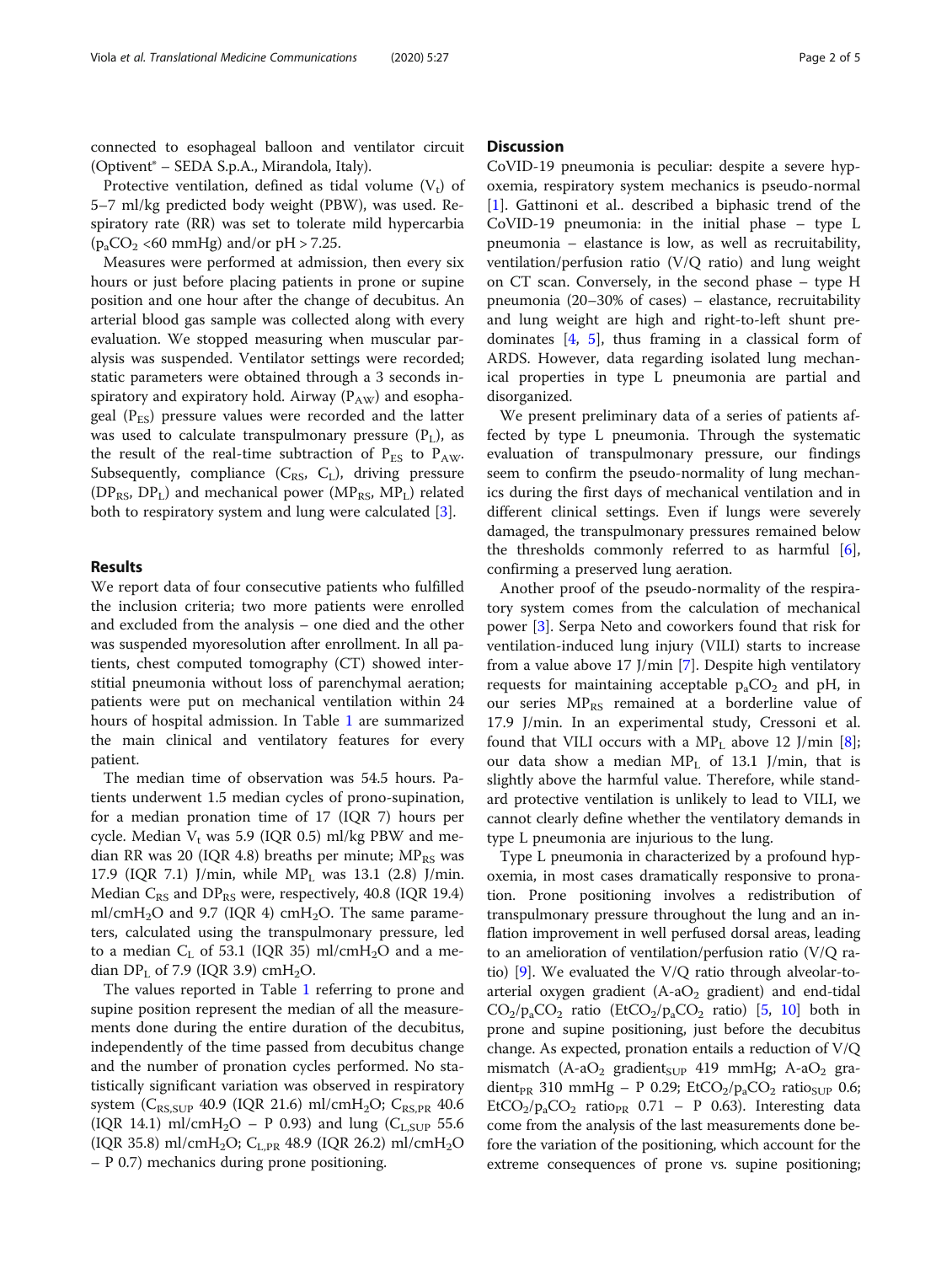connected to esophageal balloon and ventilator circuit (Optivent® – SEDA S.p.A., Mirandola, Italy).

Protective ventilation, defined as tidal volume ($V_t$) of 5–7 ml/kg predicted body weight (PBW), was used. Respiratory rate (RR) was set to tolerate mild hypercarbia ($p_aCO_2$ <60 mmHg) and/or pH > 7.25.

Measures were performed at admission, then every six hours or just before placing patients in prone or supine position and one hour after the change of decubitus. An arterial blood gas sample was collected along with every evaluation. We stopped measuring when muscular paralysis was suspended. Ventilator settings were recorded; static parameters were obtained through a 3 seconds inspiratory and expiratory hold. Airway ($P_{AW}$) and esophageal ($P_{ES}$) pressure values were recorded and the latter was used to calculate transpulmonary pressure ($P_L$), as the result of the real-time subtraction of $P_{ES}$ to $P_{AW}$. Subsequently, compliance ($C_{RS}$, $C_L$), driving pressure ($DP_{RS}$, $DP_L$) and mechanical power ($MP_{RS}$, $MP_L$) related both to respiratory system and lung were calculated [3].

## Results

We report data of four consecutive patients who fulfilled the inclusion criteria; two more patients were enrolled and excluded from the analysis – one died and the other was suspended myoresolution after enrollment. In all patients, chest computed tomography (CT) showed interstitial pneumonia without loss of parenchymal aeration; patients were put on mechanical ventilation within 24 hours of hospital admission. In Table 1 are summarized the main clinical and ventilatory features for every patient.

The median time of observation was 54.5 hours. Patients underwent 1.5 median cycles of prono-supination, for a median pronation time of 17 (IQR 7) hours per cycle. Median $V_t$ was 5.9 (IQR 0.5) ml/kg PBW and median RR was 20 (IQR 4.8) breaths per minute; $MP_{RS}$ was 17.9 (IQR 7.1) J/min, while $MP_L$ was 13.1 (2.8) J/min. Median $C_{RS}$ and $DP_{RS}$ were, respectively, 40.8 (IQR 19.4) ml/cm$H_2O$ and 9.7 (IQR 4) cm$H_2O$. The same parameters, calculated using the transpulmonary pressure, led to a median $C_L$ of 53.1 (IQR 35) ml/cm$H_2O$ and a median $DP_L$ of 7.9 (IQR 3.9) cm$H_2O$.

The values reported in Table 1 referring to prone and supine position represent the median of all the measurements done during the entire duration of the decubitus, independently of the time passed from decubitus change and the number of pronation cycles performed. No statistically significant variation was observed in respiratory system ($C_{RS,SUP}$ 40.9 (IQR 21.6) ml/cm$H_2O$; $C_{RS,PR}$ 40.6 (IQR 14.1) ml/cm$H_2O$ – P 0.93) and lung ($C_{L,SUP}$ 55.6 (IQR 35.8) ml/cm$H_2O$; $C_{L,PR}$ 48.9 (IQR 26.2) ml/cm$H_2O$ – P 0.7) mechanics during prone positioning.

## Discussion

CoVID-19 pneumonia is peculiar: despite a severe hypoxemia, respiratory system mechanics is pseudo-normal [1]. Gattinoni et al.. described a biphasic trend of the CoVID-19 pneumonia: in the initial phase – type L pneumonia – elastance is low, as well as recruitability, ventilation/perfusion ratio (V/Q ratio) and lung weight on CT scan. Conversely, in the second phase – type H pneumonia (20–30% of cases) – elastance, recruitability and lung weight are high and right-to-left shunt predominates [4, 5], thus framing in a classical form of ARDS. However, data regarding isolated lung mechanical properties in type L pneumonia are partial and disorganized.

We present preliminary data of a series of patients affected by type L pneumonia. Through the systematic evaluation of transpulmonary pressure, our findings seem to confirm the pseudo-normality of lung mechanics during the first days of mechanical ventilation and in different clinical settings. Even if lungs were severely damaged, the transpulmonary pressures remained below the thresholds commonly referred to as harmful [6], confirming a preserved lung aeration.

Another proof of the pseudo-normality of the respiratory system comes from the calculation of mechanical power [3]. Serpa Neto and coworkers found that risk for ventilation-induced lung injury (VILI) starts to increase from a value above 17 J/min [7]. Despite high ventilatory requests for maintaining acceptable $p_aCO_2$ and pH, in our series $MP_{RS}$ remained at a borderline value of 17.9 J/min. In an experimental study, Cressoni et al. found that VILI occurs with a $MP_L$ above 12 J/min [8]; our data show a median $MP_L$ of 13.1 J/min, that is slightly above the harmful value. Therefore, while standard protective ventilation is unlikely to lead to VILI, we cannot clearly define whether the ventilatory demands in type L pneumonia are injurious to the lung.

Type L pneumonia in characterized by a profound hypoxemia, in most cases dramatically responsive to pronation. Prone positioning involves a redistribution of transpulmonary pressure throughout the lung and an inflation improvement in well perfused dorsal areas, leading to an amelioration of ventilation/perfusion ratio (V/Q ratio) [9]. We evaluated the V/Q ratio through alveolar-to-arterial oxygen gradient (A-a$O_2$ gradient) and end-tidal $CO_2$/$p_aCO_2$ ratio ($EtCO_2$/$p_aCO_2$ ratio) [5, 10] both in prone and supine positioning, just before the decubitus change. As expected, pronation entails a reduction of V/Q mismatch (A-a$O_2$ gradient$_{SUP}$ 419 mmHg; A-a$O_2$ gradient$_{PR}$ 310 mmHg – P 0.29; $EtCO_2$/$p_aCO_2$ ratio$_{SUP}$ 0.6; $EtCO_2$/$p_aCO_2$ ratio$_{PR}$ 0.71 – P 0.63). Interesting data come from the analysis of the last measurements done before the variation of the positioning, which account for the extreme consequences of prone vs. supine positioning;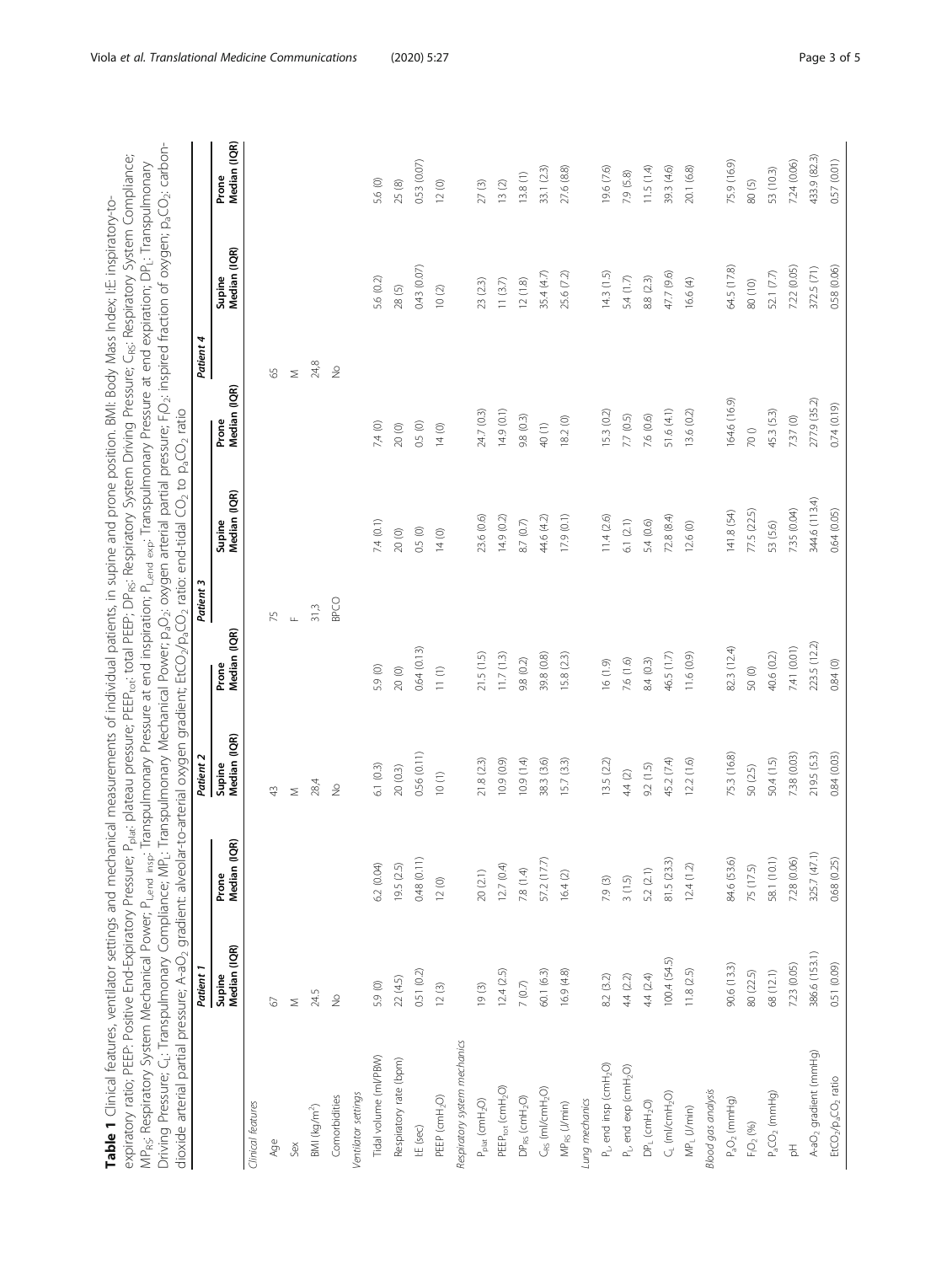**Table 1** Clinical features, ventilator settings and mechanical measurements of individual patients, in supine and prone position. BMI: Body Mass Index; I:E: inspiratory-to-expiratory ratio; PEEP: Positive End-Expiratory Pressure; $P_{plat}$: plateau pressure; $PEEP_{tot}$: total PEEP; $DP_{RS}$: Respiratory System Driving Pressure; $C_{RS}$: Respiratory System Compliance; $MP_{RS}$: Respiratory System Mechanical Power; $P_{L,end\ insp}$: Transpulmonary Pressure at end inspiration; $P_{L,end\ exp}$: Transpulmonary Pressure at end expiration; $DP_L$: Transpulmonary Driving Pressure; $C_L$: Transpulmonary Compliance; $MP_L$: Transpulmonary Mechanical Power; $p_aO_2$: oxygen arterial partial pressure; $FO_2$: inspired fraction of oxygen; $p_aCO_2$: carbon-dioxide arterial partial pressure; $A\text{-}aO_2$ gradient: alveolar-to-arterial oxygen gradient; $EtCO_2/p_aCO_2$ ratio: end-tidal $CO_2$ to $p_aCO_2$ ratio

| | Patient 1 | | Patient 2 | | Patient 3 | | Patient 4 | |
|---|---|---|---|---|---|---|---|---|
| | Supine Median (IQR) | Prone Median (IQR) | Supine Median (IQR) | Prone Median (IQR) | Supine Median (IQR) | Prone Median (IQR) | Supine Median (IQR) | Prone Median (IQR) |
| *Clinical features* | | | | | | | | |
| Age | 67 | | 43 | | 75 | | 65 | |
| Sex | M | | M | | F | | M | |
| BMI ($kg/m^2$) | 24,5 | | 28,4 | | 31,3 | | 24,8 | |
| Comorbidities | No | | No | | BPCO | | No | |
| *Ventilator settings* | | | | | | | | |
| Tidal volume (ml/PBW) | 5.9 (0) | 6.2 (0.04) | 6.1 (0.3) | 5.9 (0) | 7.4 (0.1) | 7.4 (0) | 5.6 (0.2) | 5.6 (0) |
| Respiratory rate (bpm) | 22 (4.5) | 19.5 (2.5) | 20 (0.3) | 20 (0) | 20 (0) | 20 (0) | 28 (5) | 25 (8) |
| I:E (sec) | 0.51 (0.2) | 0.48 (0.11) | 0.56 (0.11) | 0.64 (0.13) | 0.5 (0) | 0.5 (0) | 0.43 (0.07) | 0.53 (0.07) |
| PEEP ($cmH_2O$) | 12 (3) | 12 (0) | 10 (1) | 11 (1) | 14 (0) | 14 (0) | 10 (2) | 12 (0) |
| *Respiratory system mechanics* | | | | | | | | |
| $P_{plat}$ ($cmH_2O$) | 19 (3) | 20 (2.1) | 21.8 (2.3) | 21.5 (1.5) | 23.6 (0.6) | 24.7 (0.3) | 23 (2.3) | 27 (3) |
| $PEEP_{tot}$ ($cmH_2O$) | 12.4 (2.5) | 12.7 (0.4) | 10.9 (0.9) | 11.7 (1.3) | 14.9 (0.2) | 14.9 (0.1) | 11 (3.7) | 13 (2) |
| $DP_{RS}$ ($cmH_2O$) | 7 (0.7) | 7.8 (1.4) | 10.9 (1.4) | 9.8 (0.2) | 8.7 (0.7) | 9.8 (0.3) | 12 (1.8) | 13.8 (1) |
| $C_{RS}$ ($ml/cmH_2O$) | 60.1 (6.3) | 57.2 (17.7) | 38.3 (3.6) | 39.8 (0.8) | 44.6 (4.2) | 40 (1) | 35.4 (4.7) | 33.1 (2.3) |
| $MP_{RS}$ (J/min) | 16.9 (4.8) | 16.4 (2) | 15.7 (3.3) | 15.8 (2.3) | 17.9 (0.1) | 18.2 (0) | 25.6 (7.2) | 27.6 (8.8) |
| *Lung mechanics* | | | | | | | | |
| $P_L$, end insp ($cmH_2O$) | 8.2 (3.2) | 7.9 (3) | 13.5 (2.2) | 16 (1.9) | 11.4 (2.6) | 15.3 (0.2) | 14.3 (1.5) | 19.6 (7.6) |
| $P_L$, end exp ($cmH_2O$) | 4.4 (2.2) | 3 (1.5) | 4.4 (2) | 7.6 (1.6) | 6.1 (2.1) | 7.7 (0.5) | 5.4 (1.7) | 7.9 (5.8) |
| $DP_L$ ($cmH_2O$) | 4.4 (2.4) | 5.2 (2.1) | 9.2 (1.5) | 8.4 (0.3) | 5.4 (0.6) | 7.6 (0.6) | 8.8 (2.3) | 11.5 (1.4) |
| $C_L$ ($ml/cmH_2O$) | 100.4 (54.5) | 81.5 (23.3) | 45.2 (7.4) | 46.5 (1.7) | 72.8 (8.4) | 51.6 (4.1) | 47.7 (9.6) | 39.3 (4.6) |
| $MP_L$ (J/min) | 11.8 (2.5) | 12.4 (1.2) | 12.2 (1.6) | 11.6 (0.9) | 12.6 (0) | 13.6 (0.2) | 16.6 (4) | 20.1 (6.8) |
| *Blood gas analysis* | | | | | | | | |
| $P_aO_2$ (mmHg) | 90.6 (13.3) | 84.6 (53.6) | 75.3 (16.8) | 82.3 (12.4) | 141.8 (54) | 164.6 (16.9) | 64.5 (17.8) | 75.9 (16.9) |
| $FiO_2$ (%) | 80 (22.5) | 75 (17.5) | 50 (2.5) | 50 (0) | 77.5 (22.5) | 70 () | 80 (10) | 80 (5) |
| $P_aCO_2$ (mmHg) | 68 (12.1) | 58.1 (10.1) | 50.4 (1.5) | 40.6 (0.2) | 53 (5.6) | 45.3 (5.3) | 52.1 (7.7) | 53 (10.3) |
| pH | 7.23 (0.05) | 7.28 (0.06) | 7.38 (0.03) | 7.41 (0.01) | 7.35 (0.04) | 7.37 (0) | 7.22 (0.05) | 7.24 (0.06) |
| $A\text{-}aO_2$ gradient (mmHg) | 386.6 (153.1) | 325.7 (47.1) | 219.5 (5.3) | 223.5 (12.2) | 344.6 (113.4) | 277.9 (35.2) | 372.5 (71) | 433.9 (82.3) |
| $EtCO_2/p_aCO_2$ ratio | 0.51 (0.09) | 0.68 (0.25) | 0.84 (0.03) | 0.84 (0) | 0.64 (0.05) | 0.74 (0.19) | 0.58 (0.06) | 0.57 (0.01) |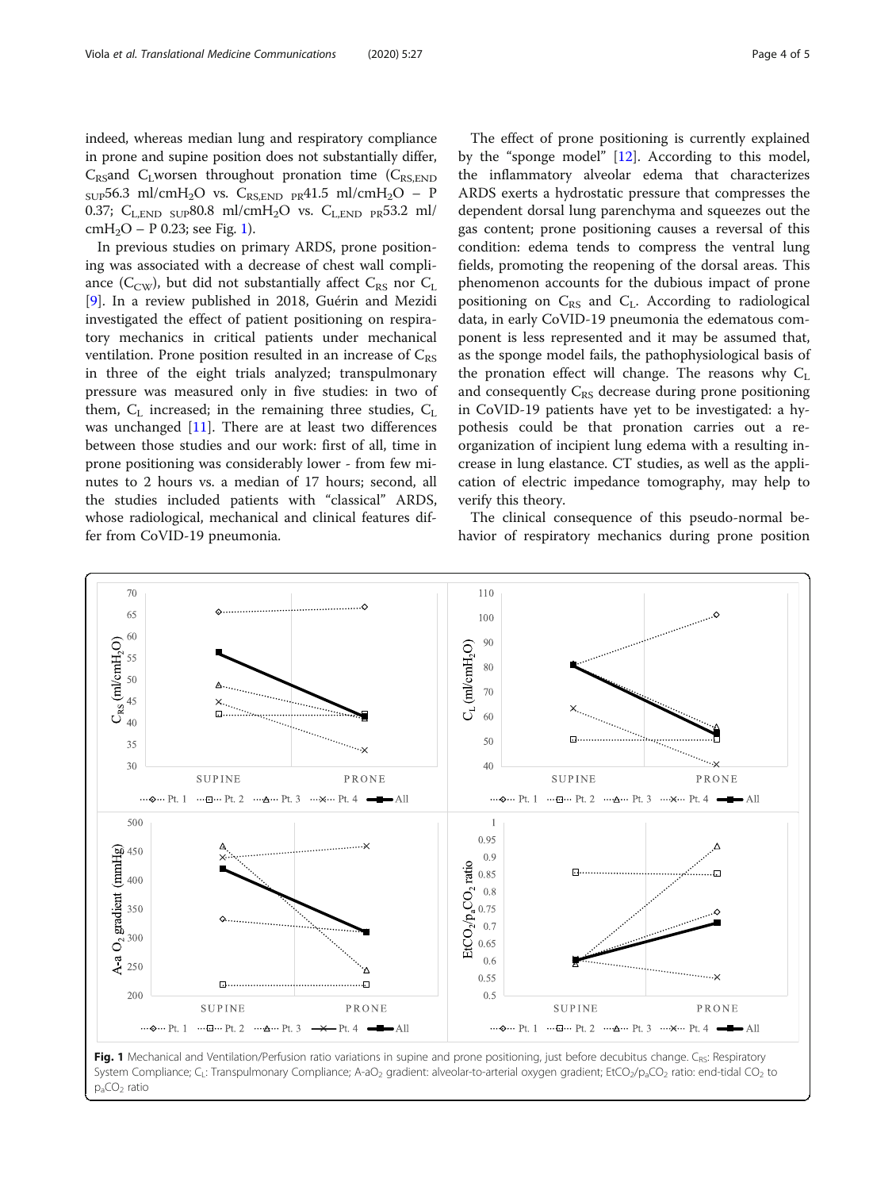indeed, whereas median lung and respiratory compliance in prone and supine position does not substantially differ, $C_{RS}$ and $C_L$ worsen throughout pronation time ($C_{RS,END\ SUP}$ 56.3 ml/cmH$_2$O vs. $C_{RS,END\ PR}$ 41.5 ml/cmH$_2$O – P 0.37; $C_{L,END\ SUP}$ 80.8 ml/cmH$_2$O vs. $C_{L,END\ PR}$ 53.2 ml/cmH$_2$O – P 0.23; see Fig. 1).

In previous studies on primary ARDS, prone positioning was associated with a decrease of chest wall compliance ($C_{CW}$), but did not substantially affect $C_{RS}$ nor $C_L$ [9]. In a review published in 2018, Guérin and Mezidi investigated the effect of patient positioning on respiratory mechanics in critical patients under mechanical ventilation. Prone position resulted in an increase of $C_{RS}$ in three of the eight trials analyzed; transpulmonary pressure was measured only in five studies: in two of them, $C_L$ increased; in the remaining three studies, $C_L$ was unchanged [11]. There are at least two differences between those studies and our work: first of all, time in prone positioning was considerably lower - from few minutes to 2 hours vs. a median of 17 hours; second, all the studies included patients with "classical" ARDS, whose radiological, mechanical and clinical features differ from CoVID-19 pneumonia.

The effect of prone positioning is currently explained by the "sponge model" [12]. According to this model, the inflammatory alveolar edema that characterizes ARDS exerts a hydrostatic pressure that compresses the dependent dorsal lung parenchyma and squeezes out the gas content; prone positioning causes a reversal of this condition: edema tends to compress the ventral lung fields, promoting the reopening of the dorsal areas. This phenomenon accounts for the dubious impact of prone positioning on $C_{RS}$ and $C_L$. According to radiological data, in early CoVID-19 pneumonia the edematous component is less represented and it may be assumed that, as the sponge model fails, the pathophysiological basis of the pronation effect will change. The reasons why $C_L$ and consequently $C_{RS}$ decrease during prone positioning in CoVID-19 patients have yet to be investigated: a hypothesis could be that pronation carries out a reorganization of incipient lung edema with a resulting increase in lung elastance. CT studies, as well as the application of electric impedance tomography, may help to verify this theory.

The clinical consequence of this pseudo-normal behavior of respiratory mechanics during prone position

**Fig. 1** Mechanical and Ventilation/Perfusion ratio variations in supine and prone positioning, just before decubitus change. $C_{RS}$: Respiratory System Compliance; $C_L$: Transpulmonary Compliance; A-aO$_2$ gradient: alveolar-to-arterial oxygen gradient; $EtCO_2/p_aCO_2$ ratio: end-tidal $CO_2$ to $p_aCO_2$ ratio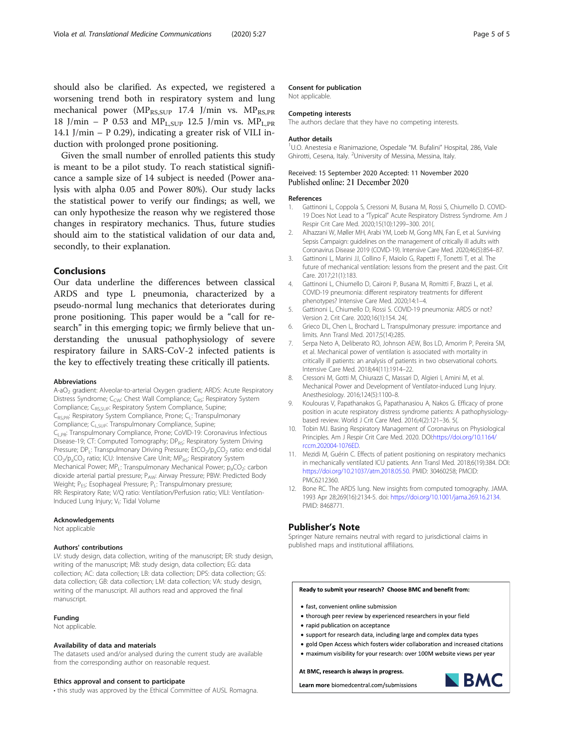should also be clarified. As expected, we registered a worsening trend both in respiratory system and lung mechanical power ($MP_{RS,SUP}$ 17.4 J/min vs. $MP_{RS,PR}$ 18 J/min – P 0.53 and $MP_{L,SUP}$ 12.5 J/min vs. $MP_{L,PR}$ 14.1 J/min – P 0.29), indicating a greater risk of VILI induction with prolonged prone positioning.

Given the small number of enrolled patients this study is meant to be a pilot study. To reach statistical significance a sample size of 14 subject is needed (Power analysis with alpha 0.05 and Power 80%). Our study lacks the statistical power to verify our findings; as well, we can only hypothesize the reason why we registered those changes in respiratory mechanics. Thus, future studies should aim to the statistical validation of our data and, secondly, to their explanation.

## Conclusions

Our data underline the differences between classical ARDS and type L pneumonia, characterized by a pseudo-normal lung mechanics that deteriorates during prone positioning. This paper would be a "call for research" in this emerging topic; we firmly believe that understanding the unusual pathophysiology of severe respiratory failure in SARS-CoV-2 infected patients is the key to effectively treating these critically ill patients.

### Abbreviations

A-a$O_2$ gradient: Alveolar-to-arterial Oxygen gradient; ARDS: Acute Respiratory Distress Syndrome; $C_{CW}$: Chest Wall Compliance; $C_{RS}$: Respiratory System Compliance; $C_{RS,SUP}$: Respiratory System Compliance, Supine; $C_{RS,PR}$: Respiratory System Compliance, Prone; $C_L$: Transpulmonary Compliance; $C_{L,SUP}$: Transpulmonary Compliance, Supine; $C_{L,PR}$: Transpulmonary Compliance, Prone; CoVID-19: Coronavirus Infectious Disease-19; CT: Computed Tomography; $DP_{RS}$: Respiratory System Driving Pressure; $DP_L$: Transpulmonary Driving Pressure; Et$CO_2$/$p_a CO_2$ ratio: end-tidal $CO_2$/$p_a CO_2$ ratio; ICU: Intensive Care Unit; $MP_{RS}$: Respiratory System Mechanical Power; $MP_L$: Transpulmonary Mechanical Power; $p_a CO_2$: carbon dioxide arterial partial pressure; $P_{AW}$: Airway Pressure; PBW: Predicted Body Weight; $P_{ES}$: Esophageal Pressure; $P_L$: Transpulmonary pressure; RR: Respiratory Rate; V/Q ratio: Ventilation/Perfusion ratio; VILI: Ventilation-Induced Lung Injury; $V_t$: Tidal Volume

### Acknowledgements

Not applicable

### Authors' contributions

LV: study design, data collection, writing of the manuscript; ER: study design, writing of the manuscript; MB: study design, data collection; EG: data collection; AC: data collection; LB: data collection; DPS: data collection; GS: data collection; GB: data collection; LM: data collection; VA: study design, writing of the manuscript. All authors read and approved the final manuscript.

### Funding

Not applicable.

### Availability of data and materials

The datasets used and/or analysed during the current study are available from the corresponding author on reasonable request.

### Ethics approval and consent to participate

• this study was approved by the Ethical Committee of AUSL Romagna.

### Consent for publication

Not applicable.

### Competing interests

The authors declare that they have no competing interests.

### Author details

[1]U.O. Anestesia e Rianimazione, Ospedale "M. Bufalini" Hospital, 286, Viale Ghirotti, Cesena, Italy. [2]University of Messina, Messina, Italy.

Received: 15 September 2020 Accepted: 11 November 2020
Published online: 21 December 2020

### References

1. Gattinoni L, Coppola S, Cressoni M, Busana M, Rossi S, Chiumello D. COVID-19 Does Not Lead to a "Typical" Acute Respiratory Distress Syndrome. Am J Respir Crit Care Med. 2020;15(10):1299–300. 201(.
2. Alhazzani W, Møller MH, Arabi YM, Loeb M, Gong MN, Fan E, et al. Surviving Sepsis Campaign: guidelines on the management of critically ill adults with Coronavirus Disease 2019 (COVID-19). Intensive Care Med. 2020;46(5):854–87.
3. Gattinoni L, Marini JJ, Collino F, Maiolo G, Rapetti F, Tonetti T, et al. The future of mechanical ventilation: lessons from the present and the past. Crit Care. 2017;21(1):183.
4. Gattinoni L, Chiumello D, Caironi P, Busana M, Romitti F, Brazzi L, et al. COVID-19 pneumonia: different respiratory treatments for different phenotypes? Intensive Care Med. 2020;14:1–4.
5. Gattinoni L, Chiumello D, Rossi S. COVID-19 pneumonia: ARDS or not? Version 2. Crit Care. 2020;16(1):154. 24(.
6. Grieco DL, Chen L, Brochard L. Transpulmonary pressure: importance and limits. Ann Transl Med. 2017;5(14):285.
7. Serpa Neto A, Deliberato RO, Johnson AEW, Bos LD, Amorim P, Pereira SM, et al. Mechanical power of ventilation is associated with mortality in critically ill patients: an analysis of patients in two observational cohorts. Intensive Care Med. 2018;44(11):1914–22.
8. Cressoni M, Gotti M, Chiurazzi C, Massari D, Algieri I, Amini M, et al. Mechanical Power and Development of Ventilator-induced Lung Injury. Anesthesiology. 2016;124(5):1100–8.
9. Koulouras V, Papathanakos G, Papathanasiou A, Nakos G. Efficacy of prone position in acute respiratory distress syndrome patients: A pathophysiology-based review. World J Crit Care Med. 2016;4(2):121–36. 5(.
10. Tobin MJ. Basing Respiratory Management of Coronavirus on Physiological Principles. Am J Respir Crit Care Med. 2020. DOI:https://doi.org/10.1164/rccm.202004-1076ED.
11. Mezidi M, Guérin C. Effects of patient positioning on respiratory mechanics in mechanically ventilated ICU patients. Ann Transl Med. 2018;6(19):384. DOI: https://doi.org/10.21037/atm.2018.05.50. PMID: 30460258; PMCID: PMC6212360.
12. Bone RC. The ARDS lung. New insights from computed tomography. JAMA. 1993 Apr 28;269(16):2134-5. doi: https://doi.org/10.1001/jama.269.16.2134. PMID: 8468771.

## Publisher's Note

Springer Nature remains neutral with regard to jurisdictional claims in published maps and institutional affiliations.